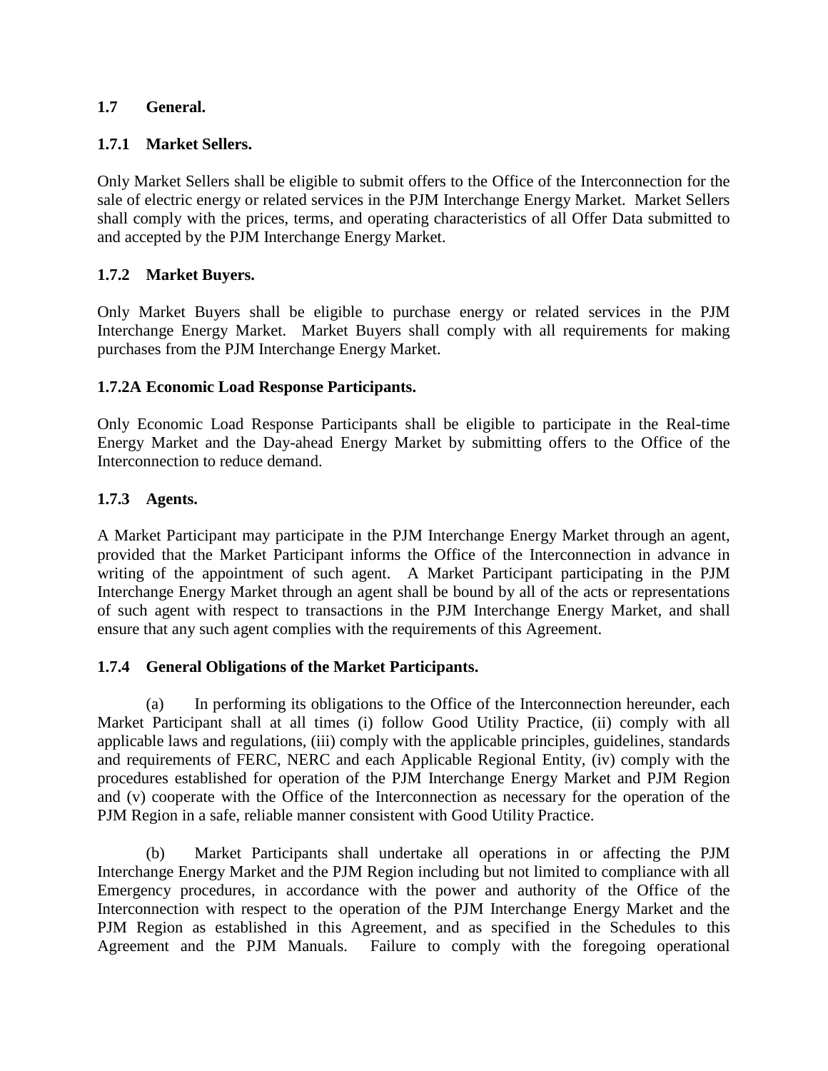## 1.7 General.

### 1.7.1 Market Sellers.

Only Market Sellers shall be eligible to submit offers to the Office of the Interconnection for the sale of electric energy or related services in the PJM Interchange Energy Market. Market Sellers shall comply with the prices, terms, and operating characteristics of all Offer Data submitted to and accepted by the PJM Interchange Energy Market.

### 1.7.2 Market Buyers.

Only Market Buyers shall be eligible to purchase energy or related services in the PJM Interchange Energy Market. Market Buyers shall comply with all requirements for making purchases from the PJM Interchange Energy Market.

### 1.7.2A Economic Load Response Participants.

Only Economic Load Response Participants shall be eligible to participate in the Real-time Energy Market and the Day-ahead Energy Market by submitting offers to the Office of the Interconnection to reduce demand.

### 1.7.3 Agents.

A Market Participant may participate in the PJM Interchange Energy Market through an agent, provided that the Market Participant informs the Office of the Interconnection in advance in writing of the appointment of such agent. A Market Participant participating in the PJM Interchange Energy Market through an agent shall be bound by all of the acts or representations of such agent with respect to transactions in the PJM Interchange Energy Market, and shall ensure that any such agent complies with the requirements of this Agreement.

### 1.7.4 General Obligations of the Market Participants.

(a) In performing its obligations to the Office of the Interconnection hereunder, each Market Participant shall at all times (i) follow Good Utility Practice, (ii) comply with all applicable laws and regulations, (iii) comply with the applicable principles, guidelines, standards and requirements of FERC, NERC and each Applicable Regional Entity, (iv) comply with the procedures established for operation of the PJM Interchange Energy Market and PJM Region and (v) cooperate with the Office of the Interconnection as necessary for the operation of the PJM Region in a safe, reliable manner consistent with Good Utility Practice.

(b) Market Participants shall undertake all operations in or affecting the PJM Interchange Energy Market and the PJM Region including but not limited to compliance with all Emergency procedures, in accordance with the power and authority of the Office of the Interconnection with respect to the operation of the PJM Interchange Energy Market and the PJM Region as established in this Agreement, and as specified in the Schedules to this Agreement and the PJM Manuals. Failure to comply with the foregoing operational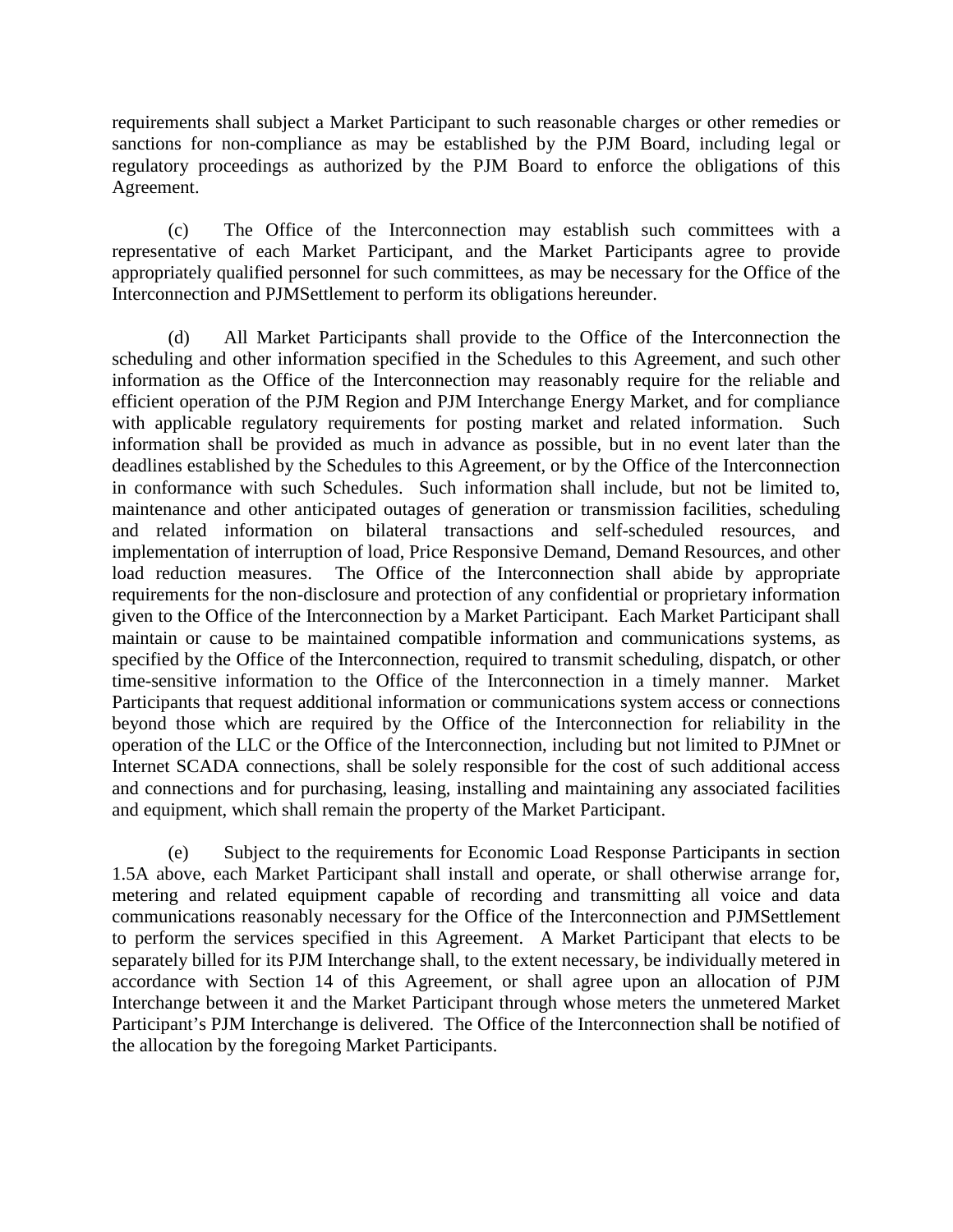requirements shall subject a Market Participant to such reasonable charges or other remedies or sanctions for non-compliance as may be established by the PJM Board, including legal or regulatory proceedings as authorized by the PJM Board to enforce the obligations of this Agreement.

(c) The Office of the Interconnection may establish such committees with a representative of each Market Participant, and the Market Participants agree to provide appropriately qualified personnel for such committees, as may be necessary for the Office of the Interconnection and PJMSettlement to perform its obligations hereunder.

(d) All Market Participants shall provide to the Office of the Interconnection the scheduling and other information specified in the Schedules to this Agreement, and such other information as the Office of the Interconnection may reasonably require for the reliable and efficient operation of the PJM Region and PJM Interchange Energy Market, and for compliance with applicable regulatory requirements for posting market and related information. Such information shall be provided as much in advance as possible, but in no event later than the deadlines established by the Schedules to this Agreement, or by the Office of the Interconnection in conformance with such Schedules. Such information shall include, but not be limited to, maintenance and other anticipated outages of generation or transmission facilities, scheduling and related information on bilateral transactions and self-scheduled resources, and implementation of interruption of load, Price Responsive Demand, Demand Resources, and other load reduction measures. The Office of the Interconnection shall abide by appropriate requirements for the non-disclosure and protection of any confidential or proprietary information given to the Office of the Interconnection by a Market Participant. Each Market Participant shall maintain or cause to be maintained compatible information and communications systems, as specified by the Office of the Interconnection, required to transmit scheduling, dispatch, or other time-sensitive information to the Office of the Interconnection in a timely manner. Market Participants that request additional information or communications system access or connections beyond those which are required by the Office of the Interconnection for reliability in the operation of the LLC or the Office of the Interconnection, including but not limited to PJMnet or Internet SCADA connections, shall be solely responsible for the cost of such additional access and connections and for purchasing, leasing, installing and maintaining any associated facilities and equipment, which shall remain the property of the Market Participant.

(e) Subject to the requirements for Economic Load Response Participants in section 1.5A above, each Market Participant shall install and operate, or shall otherwise arrange for, metering and related equipment capable of recording and transmitting all voice and data communications reasonably necessary for the Office of the Interconnection and PJMSettlement to perform the services specified in this Agreement. A Market Participant that elects to be separately billed for its PJM Interchange shall, to the extent necessary, be individually metered in accordance with Section 14 of this Agreement, or shall agree upon an allocation of PJM Interchange between it and the Market Participant through whose meters the unmetered Market Participant's PJM Interchange is delivered. The Office of the Interconnection shall be notified of the allocation by the foregoing Market Participants.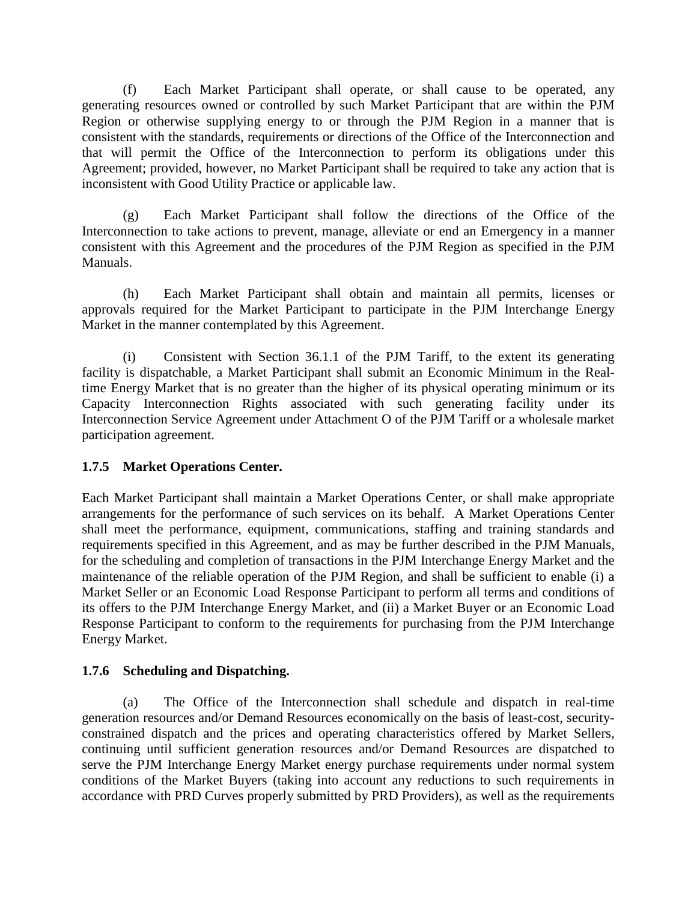(f) Each Market Participant shall operate, or shall cause to be operated, any generating resources owned or controlled by such Market Participant that are within the PJM Region or otherwise supplying energy to or through the PJM Region in a manner that is consistent with the standards, requirements or directions of the Office of the Interconnection and that will permit the Office of the Interconnection to perform its obligations under this Agreement; provided, however, no Market Participant shall be required to take any action that is inconsistent with Good Utility Practice or applicable law.

(g) Each Market Participant shall follow the directions of the Office of the Interconnection to take actions to prevent, manage, alleviate or end an Emergency in a manner consistent with this Agreement and the procedures of the PJM Region as specified in the PJM Manuals.

(h) Each Market Participant shall obtain and maintain all permits, licenses or approvals required for the Market Participant to participate in the PJM Interchange Energy Market in the manner contemplated by this Agreement.

(i) Consistent with Section 36.1.1 of the PJM Tariff, to the extent its generating facility is dispatchable, a Market Participant shall submit an Economic Minimum in the Real-time Energy Market that is no greater than the higher of its physical operating minimum or its Capacity Interconnection Rights associated with such generating facility under its Interconnection Service Agreement under Attachment O of the PJM Tariff or a wholesale market participation agreement.

### 1.7.5 Market Operations Center.

Each Market Participant shall maintain a Market Operations Center, or shall make appropriate arrangements for the performance of such services on its behalf. A Market Operations Center shall meet the performance, equipment, communications, staffing and training standards and requirements specified in this Agreement, and as may be further described in the PJM Manuals, for the scheduling and completion of transactions in the PJM Interchange Energy Market and the maintenance of the reliable operation of the PJM Region, and shall be sufficient to enable (i) a Market Seller or an Economic Load Response Participant to perform all terms and conditions of its offers to the PJM Interchange Energy Market, and (ii) a Market Buyer or an Economic Load Response Participant to conform to the requirements for purchasing from the PJM Interchange Energy Market.

### 1.7.6 Scheduling and Dispatching.

(a) The Office of the Interconnection shall schedule and dispatch in real-time generation resources and/or Demand Resources economically on the basis of least-cost, security-constrained dispatch and the prices and operating characteristics offered by Market Sellers, continuing until sufficient generation resources and/or Demand Resources are dispatched to serve the PJM Interchange Energy Market energy purchase requirements under normal system conditions of the Market Buyers (taking into account any reductions to such requirements in accordance with PRD Curves properly submitted by PRD Providers), as well as the requirements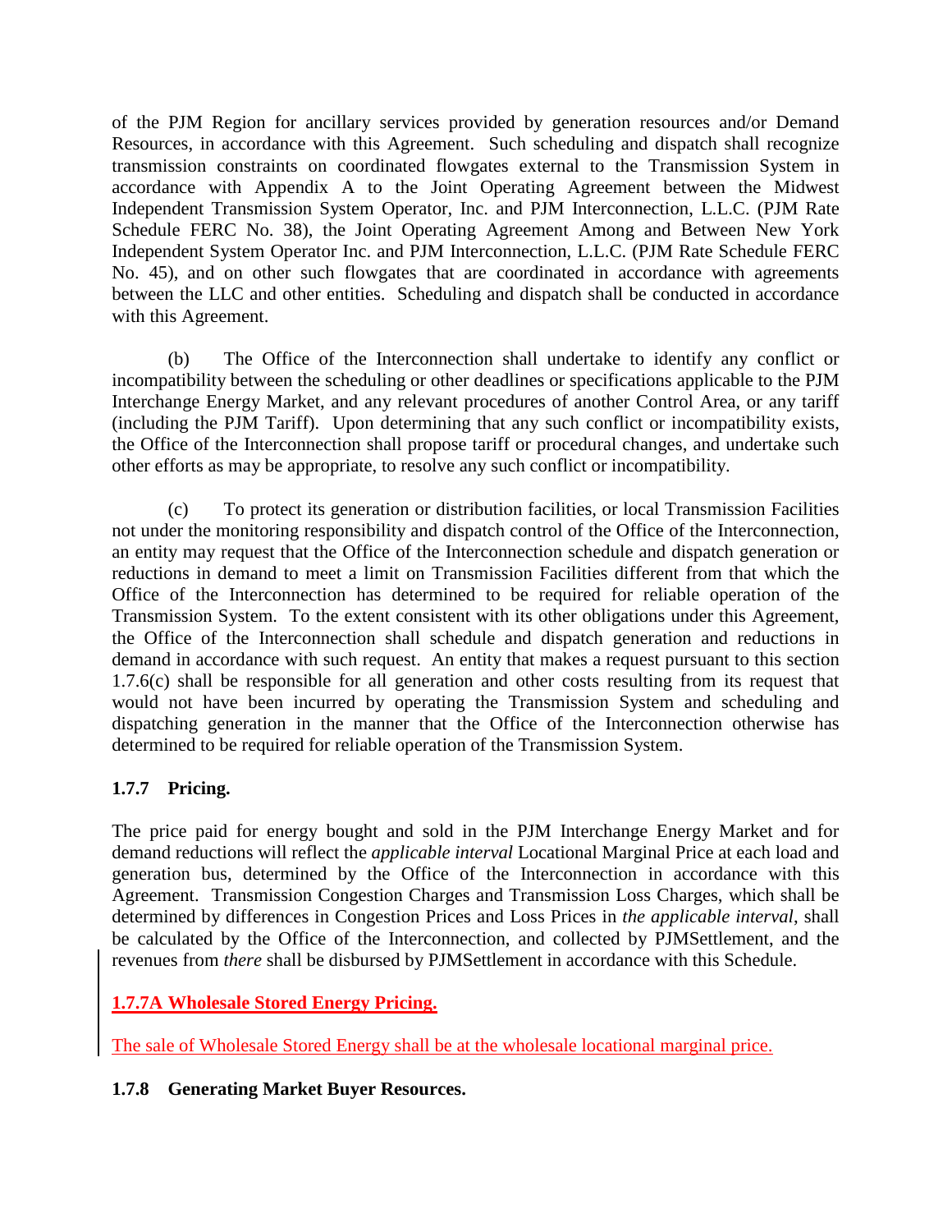of the PJM Region for ancillary services provided by generation resources and/or Demand Resources, in accordance with this Agreement. Such scheduling and dispatch shall recognize transmission constraints on coordinated flowgates external to the Transmission System in accordance with Appendix A to the Joint Operating Agreement between the Midwest Independent Transmission System Operator, Inc. and PJM Interconnection, L.L.C. (PJM Rate Schedule FERC No. 38), the Joint Operating Agreement Among and Between New York Independent System Operator Inc. and PJM Interconnection, L.L.C. (PJM Rate Schedule FERC No. 45), and on other such flowgates that are coordinated in accordance with agreements between the LLC and other entities. Scheduling and dispatch shall be conducted in accordance with this Agreement.

(b) The Office of the Interconnection shall undertake to identify any conflict or incompatibility between the scheduling or other deadlines or specifications applicable to the PJM Interchange Energy Market, and any relevant procedures of another Control Area, or any tariff (including the PJM Tariff). Upon determining that any such conflict or incompatibility exists, the Office of the Interconnection shall propose tariff or procedural changes, and undertake such other efforts as may be appropriate, to resolve any such conflict or incompatibility.

(c) To protect its generation or distribution facilities, or local Transmission Facilities not under the monitoring responsibility and dispatch control of the Office of the Interconnection, an entity may request that the Office of the Interconnection schedule and dispatch generation or reductions in demand to meet a limit on Transmission Facilities different from that which the Office of the Interconnection has determined to be required for reliable operation of the Transmission System. To the extent consistent with its other obligations under this Agreement, the Office of the Interconnection shall schedule and dispatch generation and reductions in demand in accordance with such request. An entity that makes a request pursuant to this section 1.7.6(c) shall be responsible for all generation and other costs resulting from its request that would not have been incurred by operating the Transmission System and scheduling and dispatching generation in the manner that the Office of the Interconnection otherwise has determined to be required for reliable operation of the Transmission System.

### 1.7.7 Pricing.

The price paid for energy bought and sold in the PJM Interchange Energy Market and for demand reductions will reflect the *applicable interval* Locational Marginal Price at each load and generation bus, determined by the Office of the Interconnection in accordance with this Agreement. Transmission Congestion Charges and Transmission Loss Charges, which shall be determined by differences in Congestion Prices and Loss Prices in *the applicable interval*, shall be calculated by the Office of the Interconnection, and collected by PJMSettlement, and the revenues from *there* shall be disbursed by PJMSettlement in accordance with this Schedule.

### 1.7.7A Wholesale Stored Energy Pricing.

The sale of Wholesale Stored Energy shall be at the wholesale locational marginal price.

### 1.7.8 Generating Market Buyer Resources.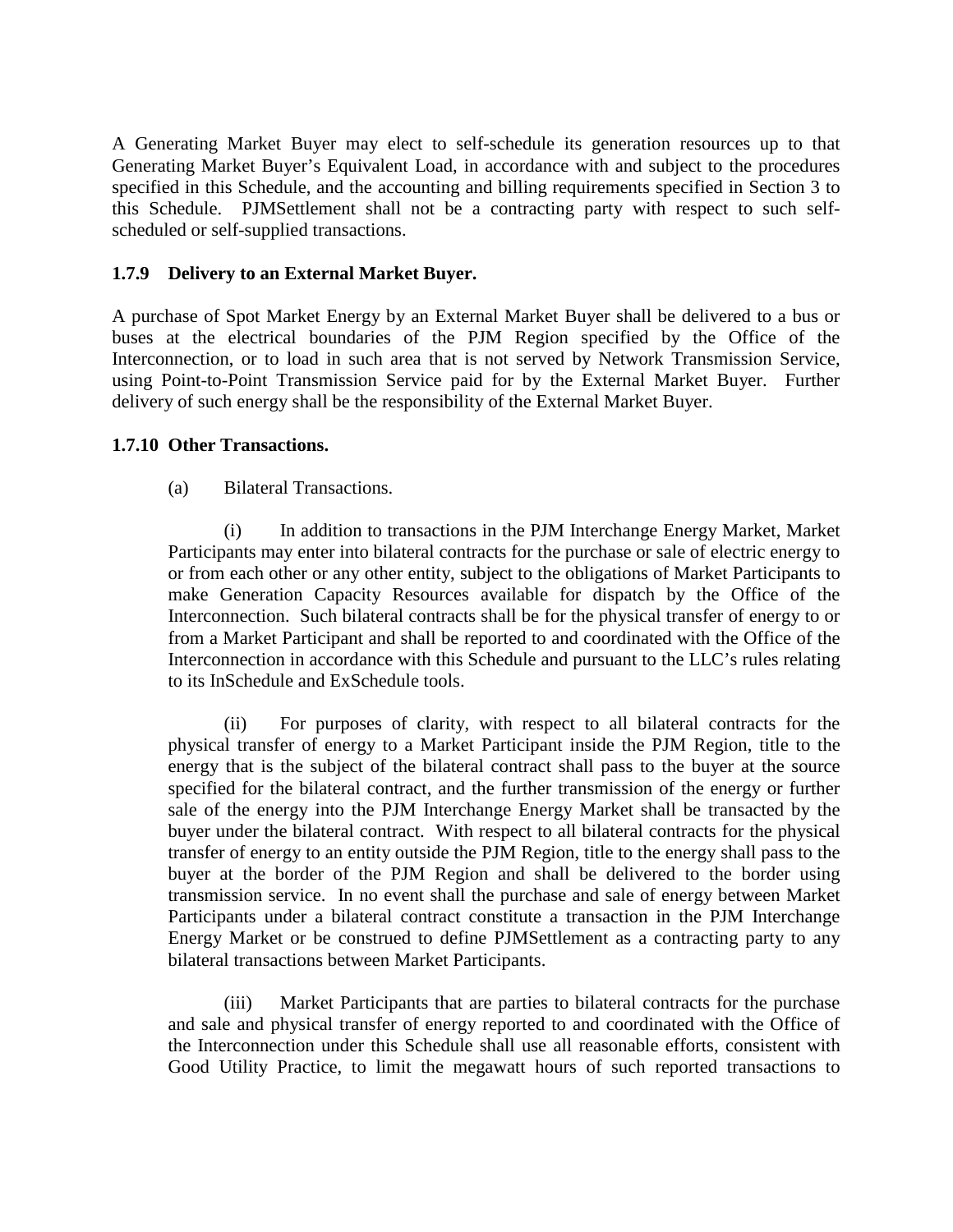A Generating Market Buyer may elect to self-schedule its generation resources up to that Generating Market Buyer's Equivalent Load, in accordance with and subject to the procedures specified in this Schedule, and the accounting and billing requirements specified in Section 3 to this Schedule. PJMSettlement shall not be a contracting party with respect to such self-scheduled or self-supplied transactions.

### 1.7.9 Delivery to an External Market Buyer.

A purchase of Spot Market Energy by an External Market Buyer shall be delivered to a bus or buses at the electrical boundaries of the PJM Region specified by the Office of the Interconnection, or to load in such area that is not served by Network Transmission Service, using Point-to-Point Transmission Service paid for by the External Market Buyer. Further delivery of such energy shall be the responsibility of the External Market Buyer.

### 1.7.10 Other Transactions.

(a) Bilateral Transactions.

(i) In addition to transactions in the PJM Interchange Energy Market, Market Participants may enter into bilateral contracts for the purchase or sale of electric energy to or from each other or any other entity, subject to the obligations of Market Participants to make Generation Capacity Resources available for dispatch by the Office of the Interconnection. Such bilateral contracts shall be for the physical transfer of energy to or from a Market Participant and shall be reported to and coordinated with the Office of the Interconnection in accordance with this Schedule and pursuant to the LLC's rules relating to its InSchedule and ExSchedule tools.

(ii) For purposes of clarity, with respect to all bilateral contracts for the physical transfer of energy to a Market Participant inside the PJM Region, title to the energy that is the subject of the bilateral contract shall pass to the buyer at the source specified for the bilateral contract, and the further transmission of the energy or further sale of the energy into the PJM Interchange Energy Market shall be transacted by the buyer under the bilateral contract. With respect to all bilateral contracts for the physical transfer of energy to an entity outside the PJM Region, title to the energy shall pass to the buyer at the border of the PJM Region and shall be delivered to the border using transmission service. In no event shall the purchase and sale of energy between Market Participants under a bilateral contract constitute a transaction in the PJM Interchange Energy Market or be construed to define PJMSettlement as a contracting party to any bilateral transactions between Market Participants.

(iii) Market Participants that are parties to bilateral contracts for the purchase and sale and physical transfer of energy reported to and coordinated with the Office of the Interconnection under this Schedule shall use all reasonable efforts, consistent with Good Utility Practice, to limit the megawatt hours of such reported transactions to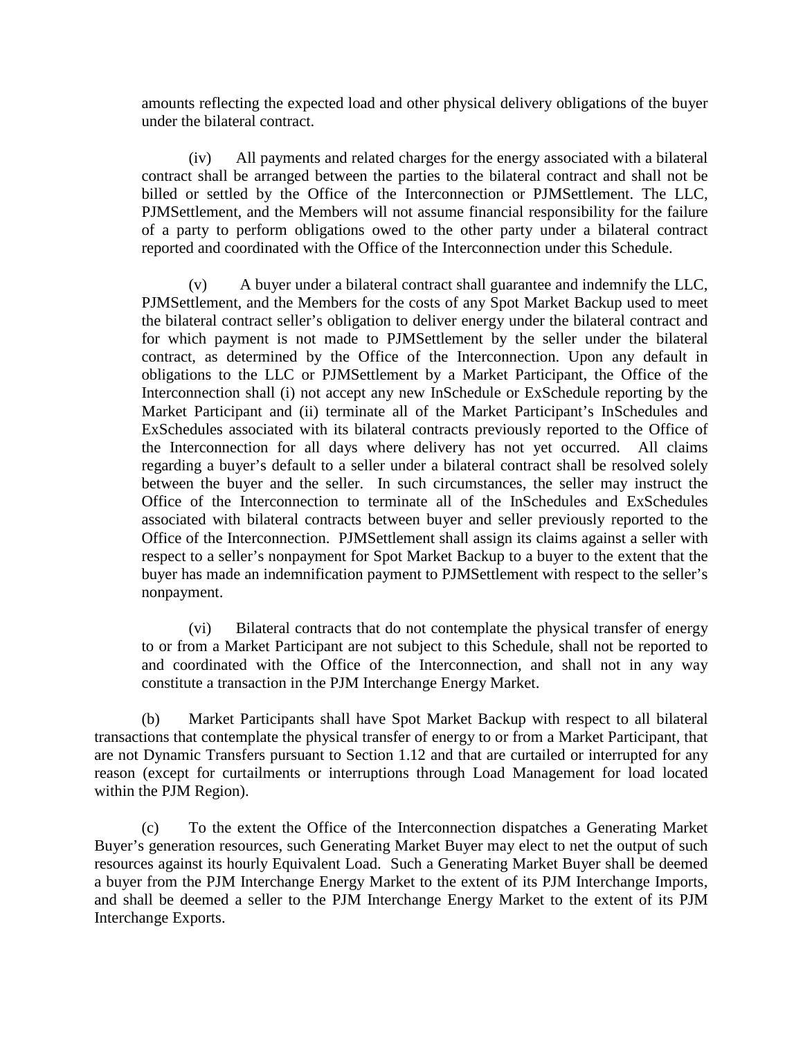amounts reflecting the expected load and other physical delivery obligations of the buyer under the bilateral contract.

(iv) All payments and related charges for the energy associated with a bilateral contract shall be arranged between the parties to the bilateral contract and shall not be billed or settled by the Office of the Interconnection or PJMSettlement. The LLC, PJMSettlement, and the Members will not assume financial responsibility for the failure of a party to perform obligations owed to the other party under a bilateral contract reported and coordinated with the Office of the Interconnection under this Schedule.

(v) A buyer under a bilateral contract shall guarantee and indemnify the LLC, PJMSettlement, and the Members for the costs of any Spot Market Backup used to meet the bilateral contract seller's obligation to deliver energy under the bilateral contract and for which payment is not made to PJMSettlement by the seller under the bilateral contract, as determined by the Office of the Interconnection. Upon any default in obligations to the LLC or PJMSettlement by a Market Participant, the Office of the Interconnection shall (i) not accept any new InSchedule or ExSchedule reporting by the Market Participant and (ii) terminate all of the Market Participant's InSchedules and ExSchedules associated with its bilateral contracts previously reported to the Office of the Interconnection for all days where delivery has not yet occurred. All claims regarding a buyer's default to a seller under a bilateral contract shall be resolved solely between the buyer and the seller. In such circumstances, the seller may instruct the Office of the Interconnection to terminate all of the InSchedules and ExSchedules associated with bilateral contracts between buyer and seller previously reported to the Office of the Interconnection. PJMSettlement shall assign its claims against a seller with respect to a seller's nonpayment for Spot Market Backup to a buyer to the extent that the buyer has made an indemnification payment to PJMSettlement with respect to the seller's nonpayment.

(vi) Bilateral contracts that do not contemplate the physical transfer of energy to or from a Market Participant are not subject to this Schedule, shall not be reported to and coordinated with the Office of the Interconnection, and shall not in any way constitute a transaction in the PJM Interchange Energy Market.

(b) Market Participants shall have Spot Market Backup with respect to all bilateral transactions that contemplate the physical transfer of energy to or from a Market Participant, that are not Dynamic Transfers pursuant to Section 1.12 and that are curtailed or interrupted for any reason (except for curtailments or interruptions through Load Management for load located within the PJM Region).

(c) To the extent the Office of the Interconnection dispatches a Generating Market Buyer's generation resources, such Generating Market Buyer may elect to net the output of such resources against its hourly Equivalent Load. Such a Generating Market Buyer shall be deemed a buyer from the PJM Interchange Energy Market to the extent of its PJM Interchange Imports, and shall be deemed a seller to the PJM Interchange Energy Market to the extent of its PJM Interchange Exports.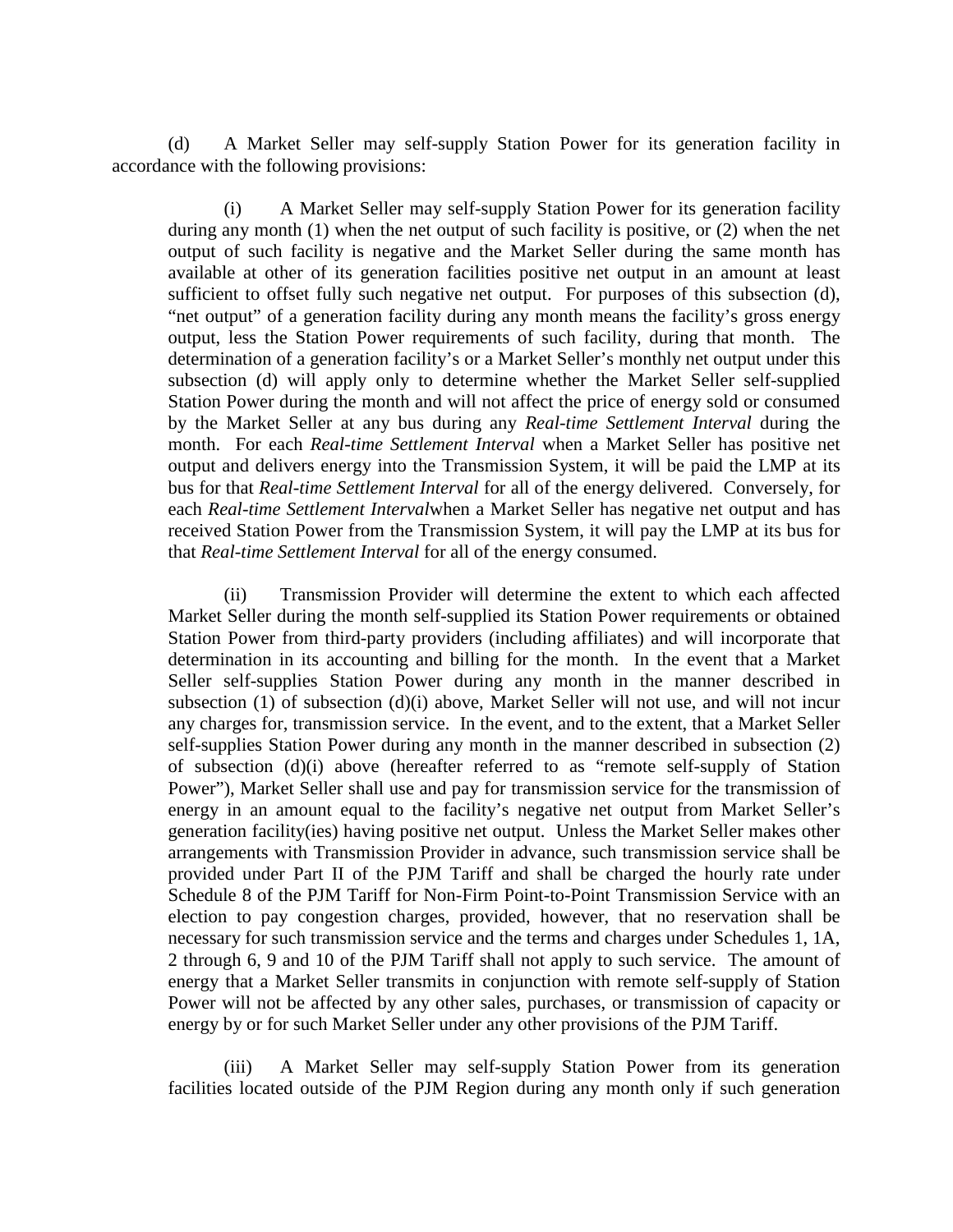(d) A Market Seller may self-supply Station Power for its generation facility in accordance with the following provisions:

(i) A Market Seller may self-supply Station Power for its generation facility during any month (1) when the net output of such facility is positive, or (2) when the net output of such facility is negative and the Market Seller during the same month has available at other of its generation facilities positive net output in an amount at least sufficient to offset fully such negative net output. For purposes of this subsection (d), "net output" of a generation facility during any month means the facility's gross energy output, less the Station Power requirements of such facility, during that month. The determination of a generation facility's or a Market Seller's monthly net output under this subsection (d) will apply only to determine whether the Market Seller self-supplied Station Power during the month and will not affect the price of energy sold or consumed by the Market Seller at any bus during any *Real-time Settlement Interval* during the month. For each *Real-time Settlement Interval* when a Market Seller has positive net output and delivers energy into the Transmission System, it will be paid the LMP at its bus for that *Real-time Settlement Interval* for all of the energy delivered. Conversely, for each *Real-time Settlement Interval*when a Market Seller has negative net output and has received Station Power from the Transmission System, it will pay the LMP at its bus for that *Real-time Settlement Interval* for all of the energy consumed.

(ii) Transmission Provider will determine the extent to which each affected Market Seller during the month self-supplied its Station Power requirements or obtained Station Power from third-party providers (including affiliates) and will incorporate that determination in its accounting and billing for the month. In the event that a Market Seller self-supplies Station Power during any month in the manner described in subsection (1) of subsection (d)(i) above, Market Seller will not use, and will not incur any charges for, transmission service. In the event, and to the extent, that a Market Seller self-supplies Station Power during any month in the manner described in subsection (2) of subsection (d)(i) above (hereafter referred to as "remote self-supply of Station Power"), Market Seller shall use and pay for transmission service for the transmission of energy in an amount equal to the facility's negative net output from Market Seller's generation facility(ies) having positive net output. Unless the Market Seller makes other arrangements with Transmission Provider in advance, such transmission service shall be provided under Part II of the PJM Tariff and shall be charged the hourly rate under Schedule 8 of the PJM Tariff for Non-Firm Point-to-Point Transmission Service with an election to pay congestion charges, provided, however, that no reservation shall be necessary for such transmission service and the terms and charges under Schedules 1, 1A, 2 through 6, 9 and 10 of the PJM Tariff shall not apply to such service. The amount of energy that a Market Seller transmits in conjunction with remote self-supply of Station Power will not be affected by any other sales, purchases, or transmission of capacity or energy by or for such Market Seller under any other provisions of the PJM Tariff.

(iii) A Market Seller may self-supply Station Power from its generation facilities located outside of the PJM Region during any month only if such generation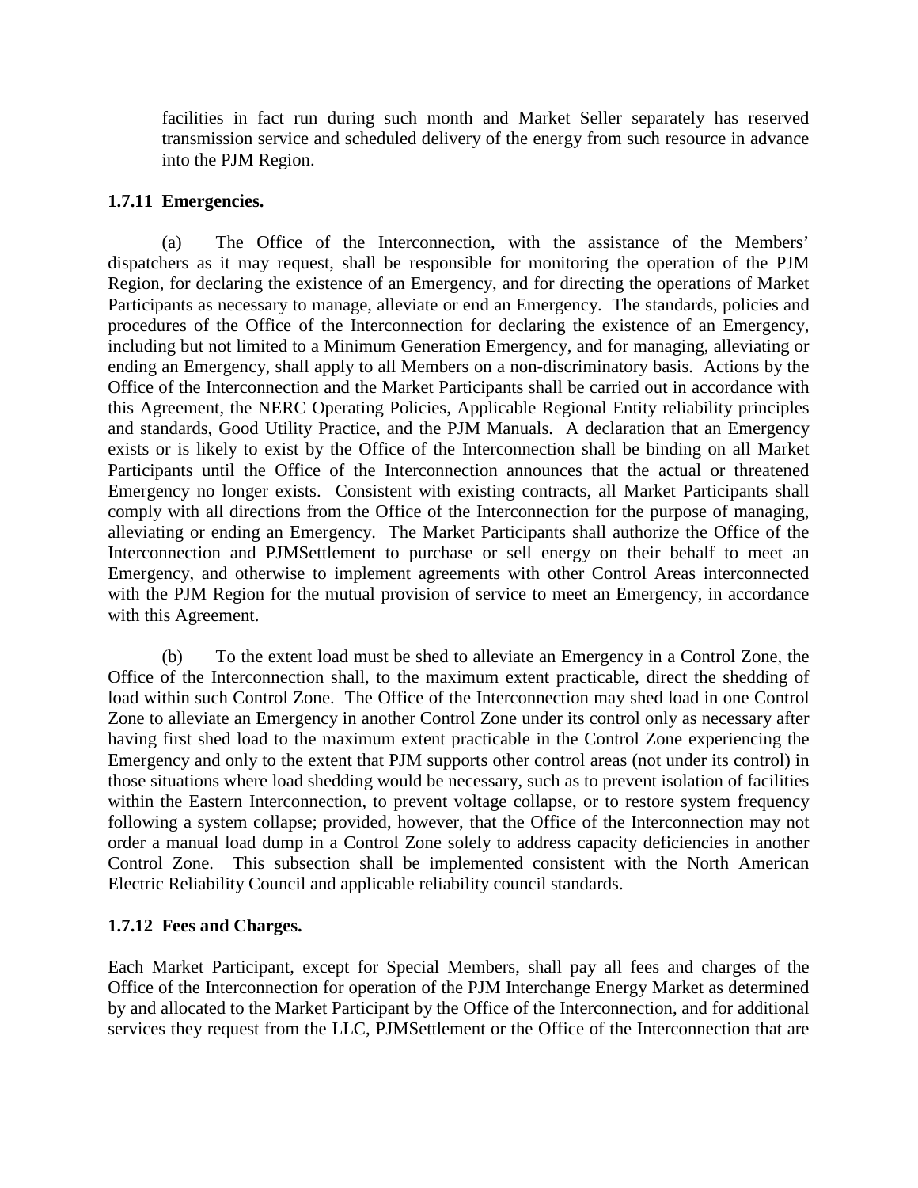facilities in fact run during such month and Market Seller separately has reserved transmission service and scheduled delivery of the energy from such resource in advance into the PJM Region.

### 1.7.11 Emergencies.

(a) The Office of the Interconnection, with the assistance of the Members' dispatchers as it may request, shall be responsible for monitoring the operation of the PJM Region, for declaring the existence of an Emergency, and for directing the operations of Market Participants as necessary to manage, alleviate or end an Emergency. The standards, policies and procedures of the Office of the Interconnection for declaring the existence of an Emergency, including but not limited to a Minimum Generation Emergency, and for managing, alleviating or ending an Emergency, shall apply to all Members on a non-discriminatory basis. Actions by the Office of the Interconnection and the Market Participants shall be carried out in accordance with this Agreement, the NERC Operating Policies, Applicable Regional Entity reliability principles and standards, Good Utility Practice, and the PJM Manuals. A declaration that an Emergency exists or is likely to exist by the Office of the Interconnection shall be binding on all Market Participants until the Office of the Interconnection announces that the actual or threatened Emergency no longer exists. Consistent with existing contracts, all Market Participants shall comply with all directions from the Office of the Interconnection for the purpose of managing, alleviating or ending an Emergency. The Market Participants shall authorize the Office of the Interconnection and PJMSettlement to purchase or sell energy on their behalf to meet an Emergency, and otherwise to implement agreements with other Control Areas interconnected with the PJM Region for the mutual provision of service to meet an Emergency, in accordance with this Agreement.

(b) To the extent load must be shed to alleviate an Emergency in a Control Zone, the Office of the Interconnection shall, to the maximum extent practicable, direct the shedding of load within such Control Zone. The Office of the Interconnection may shed load in one Control Zone to alleviate an Emergency in another Control Zone under its control only as necessary after having first shed load to the maximum extent practicable in the Control Zone experiencing the Emergency and only to the extent that PJM supports other control areas (not under its control) in those situations where load shedding would be necessary, such as to prevent isolation of facilities within the Eastern Interconnection, to prevent voltage collapse, or to restore system frequency following a system collapse; provided, however, that the Office of the Interconnection may not order a manual load dump in a Control Zone solely to address capacity deficiencies in another Control Zone. This subsection shall be implemented consistent with the North American Electric Reliability Council and applicable reliability council standards.

### 1.7.12 Fees and Charges.

Each Market Participant, except for Special Members, shall pay all fees and charges of the Office of the Interconnection for operation of the PJM Interchange Energy Market as determined by and allocated to the Market Participant by the Office of the Interconnection, and for additional services they request from the LLC, PJMSettlement or the Office of the Interconnection that are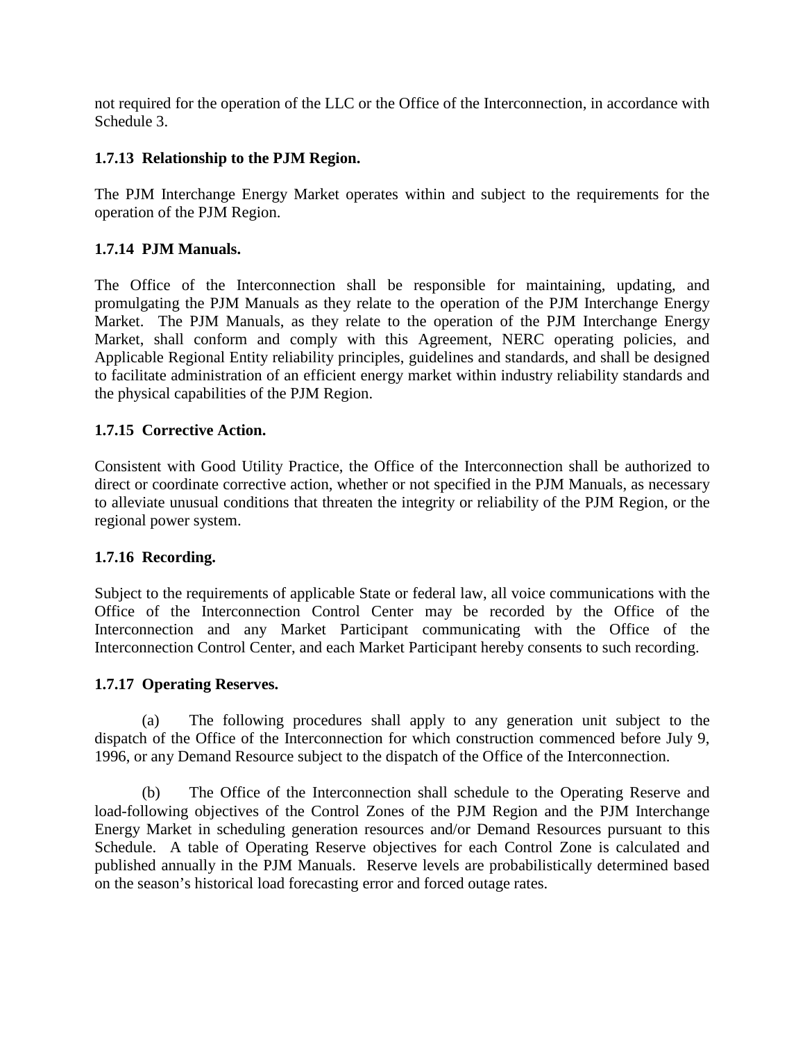not required for the operation of the LLC or the Office of the Interconnection, in accordance with Schedule 3.

**1.7.13 Relationship to the PJM Region.**

The PJM Interchange Energy Market operates within and subject to the requirements for the operation of the PJM Region.

**1.7.14 PJM Manuals.**

The Office of the Interconnection shall be responsible for maintaining, updating, and promulgating the PJM Manuals as they relate to the operation of the PJM Interchange Energy Market. The PJM Manuals, as they relate to the operation of the PJM Interchange Energy Market, shall conform and comply with this Agreement, NERC operating policies, and Applicable Regional Entity reliability principles, guidelines and standards, and shall be designed to facilitate administration of an efficient energy market within industry reliability standards and the physical capabilities of the PJM Region.

**1.7.15 Corrective Action.**

Consistent with Good Utility Practice, the Office of the Interconnection shall be authorized to direct or coordinate corrective action, whether or not specified in the PJM Manuals, as necessary to alleviate unusual conditions that threaten the integrity or reliability of the PJM Region, or the regional power system.

**1.7.16 Recording.**

Subject to the requirements of applicable State or federal law, all voice communications with the Office of the Interconnection Control Center may be recorded by the Office of the Interconnection and any Market Participant communicating with the Office of the Interconnection Control Center, and each Market Participant hereby consents to such recording.

**1.7.17 Operating Reserves.**

(a) The following procedures shall apply to any generation unit subject to the dispatch of the Office of the Interconnection for which construction commenced before July 9, 1996, or any Demand Resource subject to the dispatch of the Office of the Interconnection.

(b) The Office of the Interconnection shall schedule to the Operating Reserve and load-following objectives of the Control Zones of the PJM Region and the PJM Interchange Energy Market in scheduling generation resources and/or Demand Resources pursuant to this Schedule. A table of Operating Reserve objectives for each Control Zone is calculated and published annually in the PJM Manuals. Reserve levels are probabilistically determined based on the season's historical load forecasting error and forced outage rates.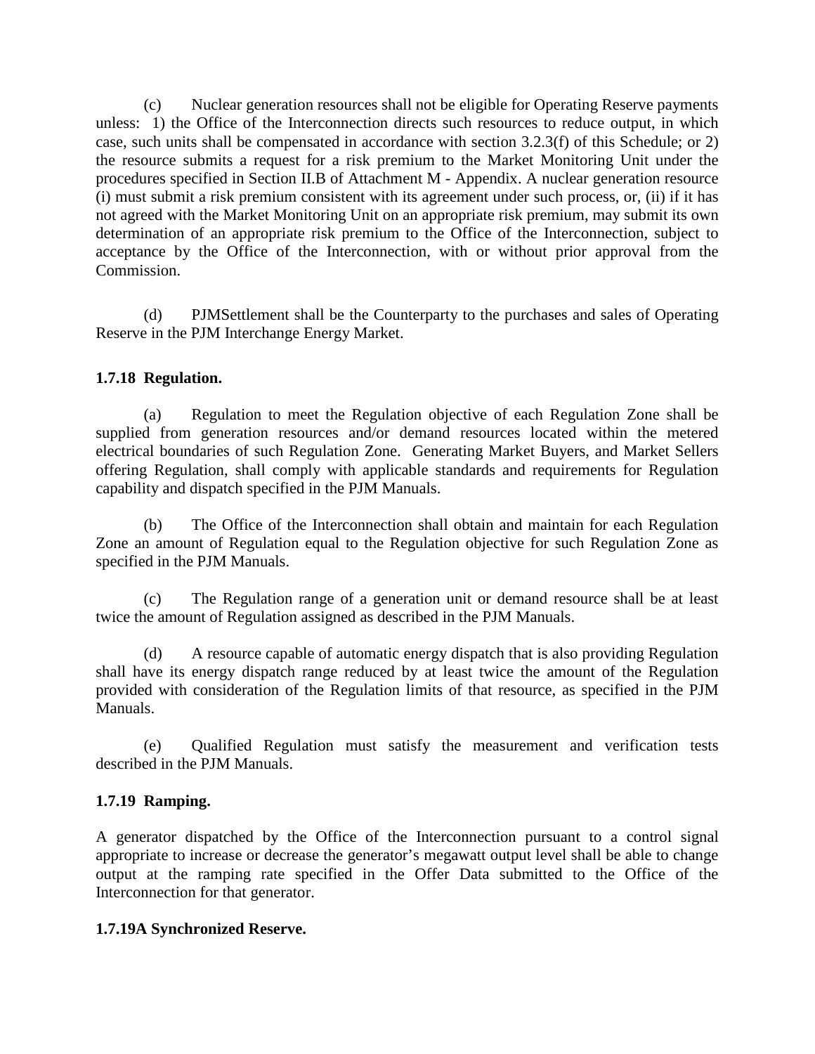(c) Nuclear generation resources shall not be eligible for Operating Reserve payments unless: 1) the Office of the Interconnection directs such resources to reduce output, in which case, such units shall be compensated in accordance with section 3.2.3(f) of this Schedule; or 2) the resource submits a request for a risk premium to the Market Monitoring Unit under the procedures specified in Section II.B of Attachment M - Appendix. A nuclear generation resource (i) must submit a risk premium consistent with its agreement under such process, or, (ii) if it has not agreed with the Market Monitoring Unit on an appropriate risk premium, may submit its own determination of an appropriate risk premium to the Office of the Interconnection, subject to acceptance by the Office of the Interconnection, with or without prior approval from the Commission.

(d) PJMSettlement shall be the Counterparty to the purchases and sales of Operating Reserve in the PJM Interchange Energy Market.

**1.7.18 Regulation.**

(a) Regulation to meet the Regulation objective of each Regulation Zone shall be supplied from generation resources and/or demand resources located within the metered electrical boundaries of such Regulation Zone. Generating Market Buyers, and Market Sellers offering Regulation, shall comply with applicable standards and requirements for Regulation capability and dispatch specified in the PJM Manuals.

(b) The Office of the Interconnection shall obtain and maintain for each Regulation Zone an amount of Regulation equal to the Regulation objective for such Regulation Zone as specified in the PJM Manuals.

(c) The Regulation range of a generation unit or demand resource shall be at least twice the amount of Regulation assigned as described in the PJM Manuals.

(d) A resource capable of automatic energy dispatch that is also providing Regulation shall have its energy dispatch range reduced by at least twice the amount of the Regulation provided with consideration of the Regulation limits of that resource, as specified in the PJM Manuals.

(e) Qualified Regulation must satisfy the measurement and verification tests described in the PJM Manuals.

**1.7.19 Ramping.**

A generator dispatched by the Office of the Interconnection pursuant to a control signal appropriate to increase or decrease the generator's megawatt output level shall be able to change output at the ramping rate specified in the Offer Data submitted to the Office of the Interconnection for that generator.

**1.7.19A Synchronized Reserve.**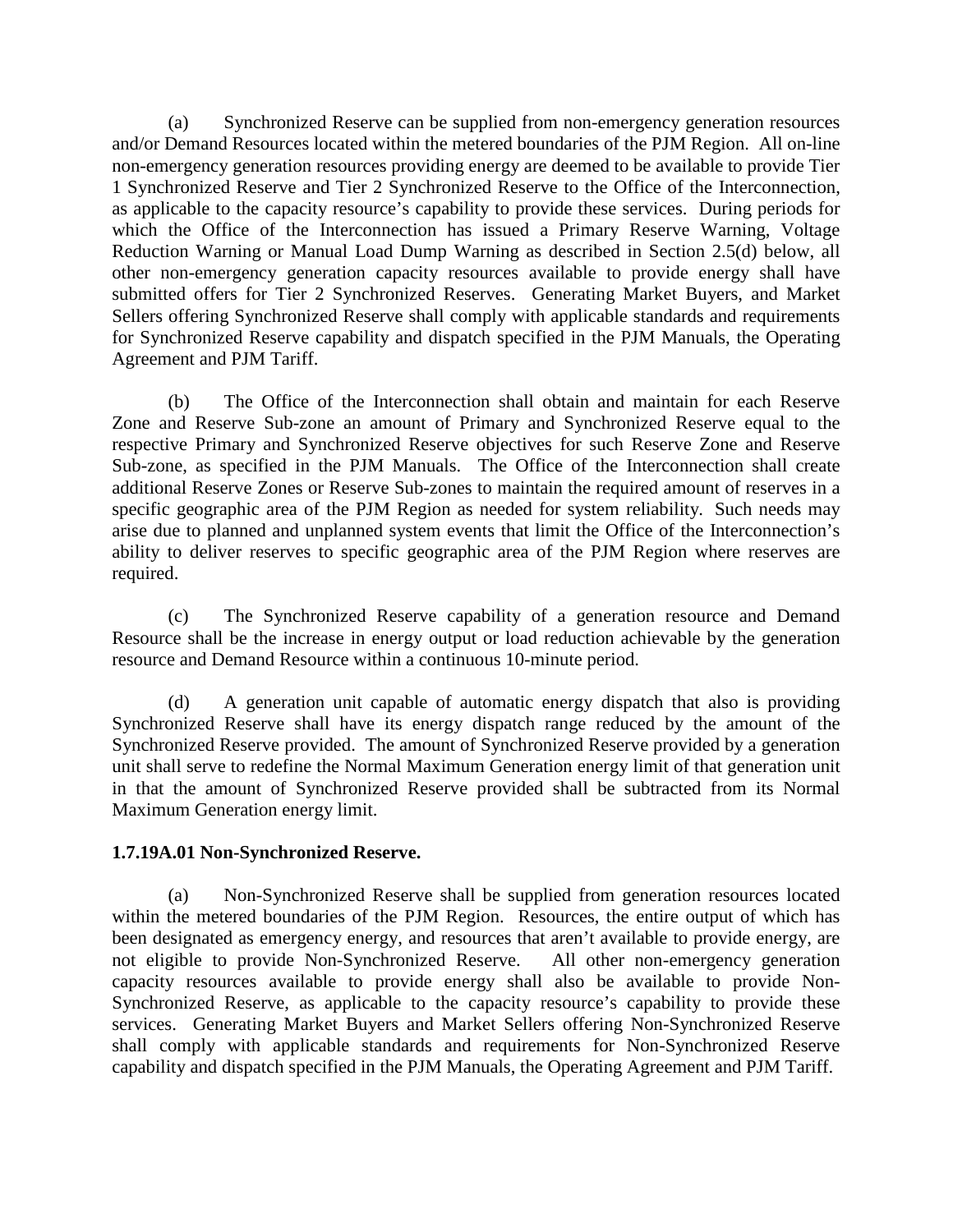(a) Synchronized Reserve can be supplied from non-emergency generation resources and/or Demand Resources located within the metered boundaries of the PJM Region. All on-line non-emergency generation resources providing energy are deemed to be available to provide Tier 1 Synchronized Reserve and Tier 2 Synchronized Reserve to the Office of the Interconnection, as applicable to the capacity resource's capability to provide these services. During periods for which the Office of the Interconnection has issued a Primary Reserve Warning, Voltage Reduction Warning or Manual Load Dump Warning as described in Section 2.5(d) below, all other non-emergency generation capacity resources available to provide energy shall have submitted offers for Tier 2 Synchronized Reserves. Generating Market Buyers, and Market Sellers offering Synchronized Reserve shall comply with applicable standards and requirements for Synchronized Reserve capability and dispatch specified in the PJM Manuals, the Operating Agreement and PJM Tariff.

(b) The Office of the Interconnection shall obtain and maintain for each Reserve Zone and Reserve Sub-zone an amount of Primary and Synchronized Reserve equal to the respective Primary and Synchronized Reserve objectives for such Reserve Zone and Reserve Sub-zone, as specified in the PJM Manuals. The Office of the Interconnection shall create additional Reserve Zones or Reserve Sub-zones to maintain the required amount of reserves in a specific geographic area of the PJM Region as needed for system reliability. Such needs may arise due to planned and unplanned system events that limit the Office of the Interconnection's ability to deliver reserves to specific geographic area of the PJM Region where reserves are required.

(c) The Synchronized Reserve capability of a generation resource and Demand Resource shall be the increase in energy output or load reduction achievable by the generation resource and Demand Resource within a continuous 10-minute period.

(d) A generation unit capable of automatic energy dispatch that also is providing Synchronized Reserve shall have its energy dispatch range reduced by the amount of the Synchronized Reserve provided. The amount of Synchronized Reserve provided by a generation unit shall serve to redefine the Normal Maximum Generation energy limit of that generation unit in that the amount of Synchronized Reserve provided shall be subtracted from its Normal Maximum Generation energy limit.

**1.7.19A.01 Non-Synchronized Reserve.**

(a) Non-Synchronized Reserve shall be supplied from generation resources located within the metered boundaries of the PJM Region. Resources, the entire output of which has been designated as emergency energy, and resources that aren't available to provide energy, are not eligible to provide Non-Synchronized Reserve. All other non-emergency generation capacity resources available to provide energy shall also be available to provide Non-Synchronized Reserve, as applicable to the capacity resource's capability to provide these services. Generating Market Buyers and Market Sellers offering Non-Synchronized Reserve shall comply with applicable standards and requirements for Non-Synchronized Reserve capability and dispatch specified in the PJM Manuals, the Operating Agreement and PJM Tariff.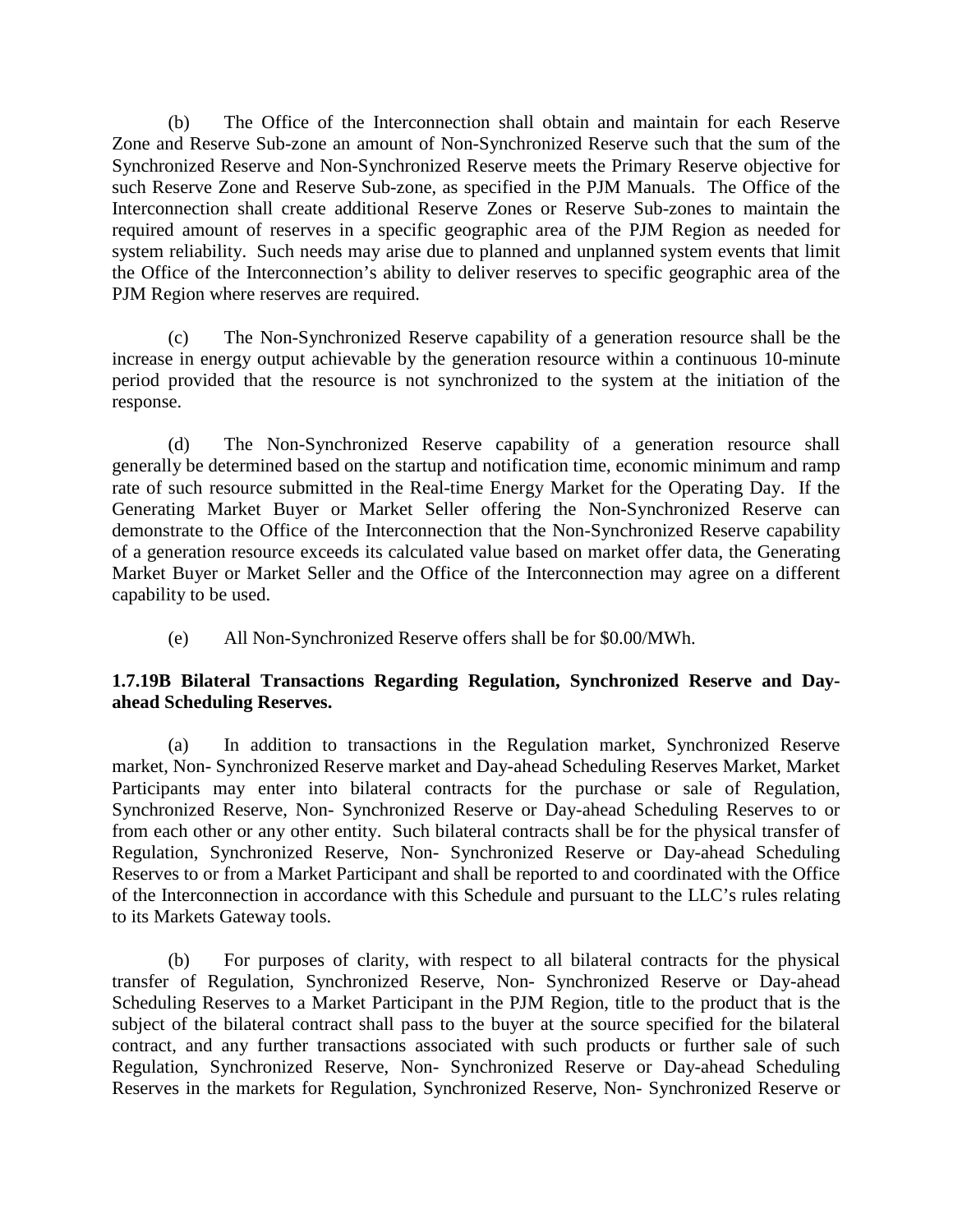(b) The Office of the Interconnection shall obtain and maintain for each Reserve Zone and Reserve Sub-zone an amount of Non-Synchronized Reserve such that the sum of the Synchronized Reserve and Non-Synchronized Reserve meets the Primary Reserve objective for such Reserve Zone and Reserve Sub-zone, as specified in the PJM Manuals. The Office of the Interconnection shall create additional Reserve Zones or Reserve Sub-zones to maintain the required amount of reserves in a specific geographic area of the PJM Region as needed for system reliability. Such needs may arise due to planned and unplanned system events that limit the Office of the Interconnection's ability to deliver reserves to specific geographic area of the PJM Region where reserves are required.

(c) The Non-Synchronized Reserve capability of a generation resource shall be the increase in energy output achievable by the generation resource within a continuous 10-minute period provided that the resource is not synchronized to the system at the initiation of the response.

(d) The Non-Synchronized Reserve capability of a generation resource shall generally be determined based on the startup and notification time, economic minimum and ramp rate of such resource submitted in the Real-time Energy Market for the Operating Day. If the Generating Market Buyer or Market Seller offering the Non-Synchronized Reserve can demonstrate to the Office of the Interconnection that the Non-Synchronized Reserve capability of a generation resource exceeds its calculated value based on market offer data, the Generating Market Buyer or Market Seller and the Office of the Interconnection may agree on a different capability to be used.

(e) All Non-Synchronized Reserve offers shall be for $0.00/MWh.

**1.7.19B Bilateral Transactions Regarding Regulation, Synchronized Reserve and Day-ahead Scheduling Reserves.**

(a) In addition to transactions in the Regulation market, Synchronized Reserve market, Non- Synchronized Reserve market and Day-ahead Scheduling Reserves Market, Market Participants may enter into bilateral contracts for the purchase or sale of Regulation, Synchronized Reserve, Non- Synchronized Reserve or Day-ahead Scheduling Reserves to or from each other or any other entity. Such bilateral contracts shall be for the physical transfer of Regulation, Synchronized Reserve, Non- Synchronized Reserve or Day-ahead Scheduling Reserves to or from a Market Participant and shall be reported to and coordinated with the Office of the Interconnection in accordance with this Schedule and pursuant to the LLC's rules relating to its Markets Gateway tools.

(b) For purposes of clarity, with respect to all bilateral contracts for the physical transfer of Regulation, Synchronized Reserve, Non- Synchronized Reserve or Day-ahead Scheduling Reserves to a Market Participant in the PJM Region, title to the product that is the subject of the bilateral contract shall pass to the buyer at the source specified for the bilateral contract, and any further transactions associated with such products or further sale of such Regulation, Synchronized Reserve, Non- Synchronized Reserve or Day-ahead Scheduling Reserves in the markets for Regulation, Synchronized Reserve, Non- Synchronized Reserve or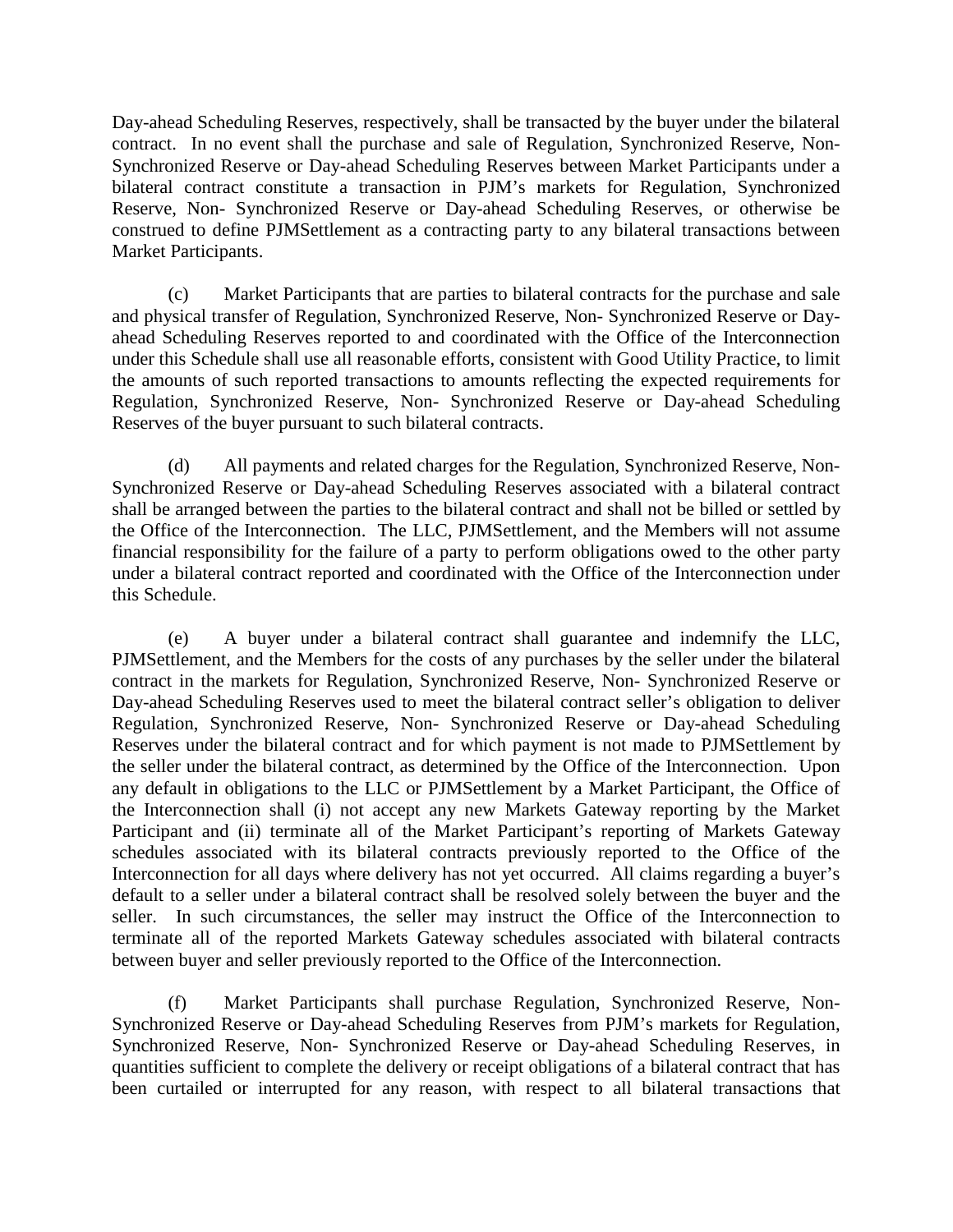Day-ahead Scheduling Reserves, respectively, shall be transacted by the buyer under the bilateral contract. In no event shall the purchase and sale of Regulation, Synchronized Reserve, Non-Synchronized Reserve or Day-ahead Scheduling Reserves between Market Participants under a bilateral contract constitute a transaction in PJM's markets for Regulation, Synchronized Reserve, Non- Synchronized Reserve or Day-ahead Scheduling Reserves, or otherwise be construed to define PJMSettlement as a contracting party to any bilateral transactions between Market Participants.

(c) Market Participants that are parties to bilateral contracts for the purchase and sale and physical transfer of Regulation, Synchronized Reserve, Non- Synchronized Reserve or Day-ahead Scheduling Reserves reported to and coordinated with the Office of the Interconnection under this Schedule shall use all reasonable efforts, consistent with Good Utility Practice, to limit the amounts of such reported transactions to amounts reflecting the expected requirements for Regulation, Synchronized Reserve, Non- Synchronized Reserve or Day-ahead Scheduling Reserves of the buyer pursuant to such bilateral contracts.

(d) All payments and related charges for the Regulation, Synchronized Reserve, Non-Synchronized Reserve or Day-ahead Scheduling Reserves associated with a bilateral contract shall be arranged between the parties to the bilateral contract and shall not be billed or settled by the Office of the Interconnection. The LLC, PJMSettlement, and the Members will not assume financial responsibility for the failure of a party to perform obligations owed to the other party under a bilateral contract reported and coordinated with the Office of the Interconnection under this Schedule.

(e) A buyer under a bilateral contract shall guarantee and indemnify the LLC, PJMSettlement, and the Members for the costs of any purchases by the seller under the bilateral contract in the markets for Regulation, Synchronized Reserve, Non- Synchronized Reserve or Day-ahead Scheduling Reserves used to meet the bilateral contract seller's obligation to deliver Regulation, Synchronized Reserve, Non- Synchronized Reserve or Day-ahead Scheduling Reserves under the bilateral contract and for which payment is not made to PJMSettlement by the seller under the bilateral contract, as determined by the Office of the Interconnection. Upon any default in obligations to the LLC or PJMSettlement by a Market Participant, the Office of the Interconnection shall (i) not accept any new Markets Gateway reporting by the Market Participant and (ii) terminate all of the Market Participant's reporting of Markets Gateway schedules associated with its bilateral contracts previously reported to the Office of the Interconnection for all days where delivery has not yet occurred. All claims regarding a buyer's default to a seller under a bilateral contract shall be resolved solely between the buyer and the seller. In such circumstances, the seller may instruct the Office of the Interconnection to terminate all of the reported Markets Gateway schedules associated with bilateral contracts between buyer and seller previously reported to the Office of the Interconnection.

(f) Market Participants shall purchase Regulation, Synchronized Reserve, Non-Synchronized Reserve or Day-ahead Scheduling Reserves from PJM's markets for Regulation, Synchronized Reserve, Non- Synchronized Reserve or Day-ahead Scheduling Reserves, in quantities sufficient to complete the delivery or receipt obligations of a bilateral contract that has been curtailed or interrupted for any reason, with respect to all bilateral transactions that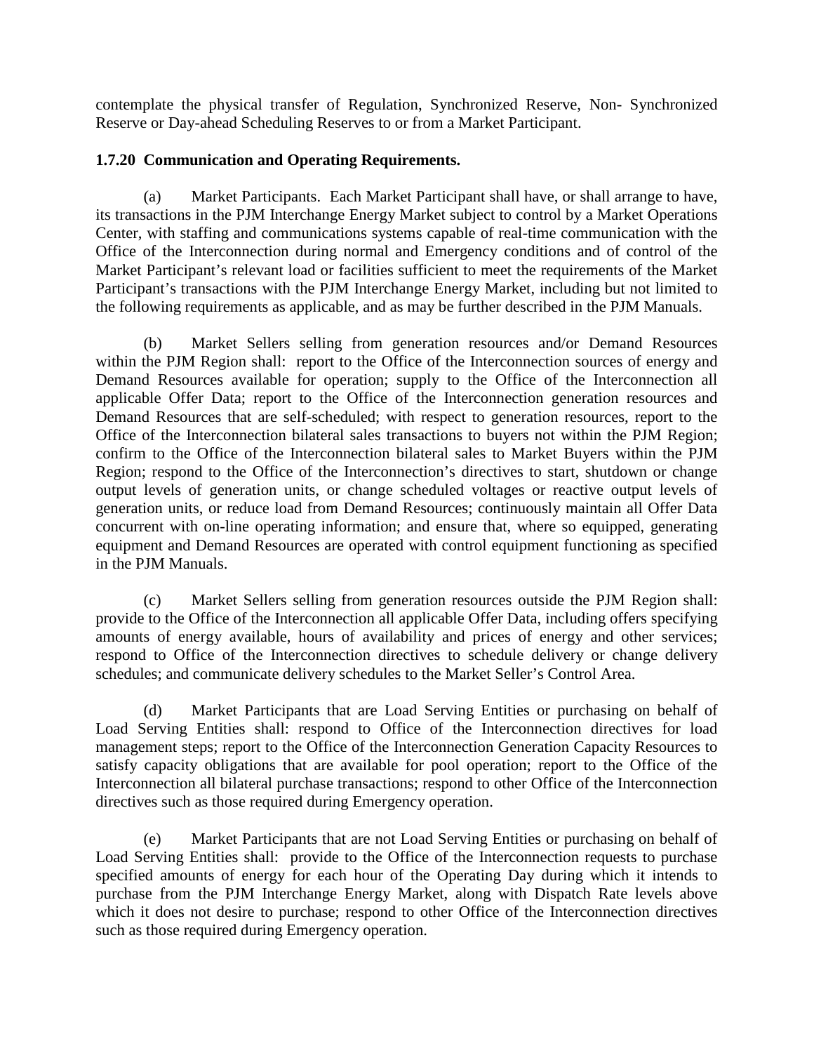contemplate the physical transfer of Regulation, Synchronized Reserve, Non- Synchronized Reserve or Day-ahead Scheduling Reserves to or from a Market Participant.

**1.7.20 Communication and Operating Requirements.**

(a) Market Participants. Each Market Participant shall have, or shall arrange to have, its transactions in the PJM Interchange Energy Market subject to control by a Market Operations Center, with staffing and communications systems capable of real-time communication with the Office of the Interconnection during normal and Emergency conditions and of control of the Market Participant's relevant load or facilities sufficient to meet the requirements of the Market Participant's transactions with the PJM Interchange Energy Market, including but not limited to the following requirements as applicable, and as may be further described in the PJM Manuals.

(b) Market Sellers selling from generation resources and/or Demand Resources within the PJM Region shall: report to the Office of the Interconnection sources of energy and Demand Resources available for operation; supply to the Office of the Interconnection all applicable Offer Data; report to the Office of the Interconnection generation resources and Demand Resources that are self-scheduled; with respect to generation resources, report to the Office of the Interconnection bilateral sales transactions to buyers not within the PJM Region; confirm to the Office of the Interconnection bilateral sales to Market Buyers within the PJM Region; respond to the Office of the Interconnection's directives to start, shutdown or change output levels of generation units, or change scheduled voltages or reactive output levels of generation units, or reduce load from Demand Resources; continuously maintain all Offer Data concurrent with on-line operating information; and ensure that, where so equipped, generating equipment and Demand Resources are operated with control equipment functioning as specified in the PJM Manuals.

(c) Market Sellers selling from generation resources outside the PJM Region shall: provide to the Office of the Interconnection all applicable Offer Data, including offers specifying amounts of energy available, hours of availability and prices of energy and other services; respond to Office of the Interconnection directives to schedule delivery or change delivery schedules; and communicate delivery schedules to the Market Seller's Control Area.

(d) Market Participants that are Load Serving Entities or purchasing on behalf of Load Serving Entities shall: respond to Office of the Interconnection directives for load management steps; report to the Office of the Interconnection Generation Capacity Resources to satisfy capacity obligations that are available for pool operation; report to the Office of the Interconnection all bilateral purchase transactions; respond to other Office of the Interconnection directives such as those required during Emergency operation.

(e) Market Participants that are not Load Serving Entities or purchasing on behalf of Load Serving Entities shall: provide to the Office of the Interconnection requests to purchase specified amounts of energy for each hour of the Operating Day during which it intends to purchase from the PJM Interchange Energy Market, along with Dispatch Rate levels above which it does not desire to purchase; respond to other Office of the Interconnection directives such as those required during Emergency operation.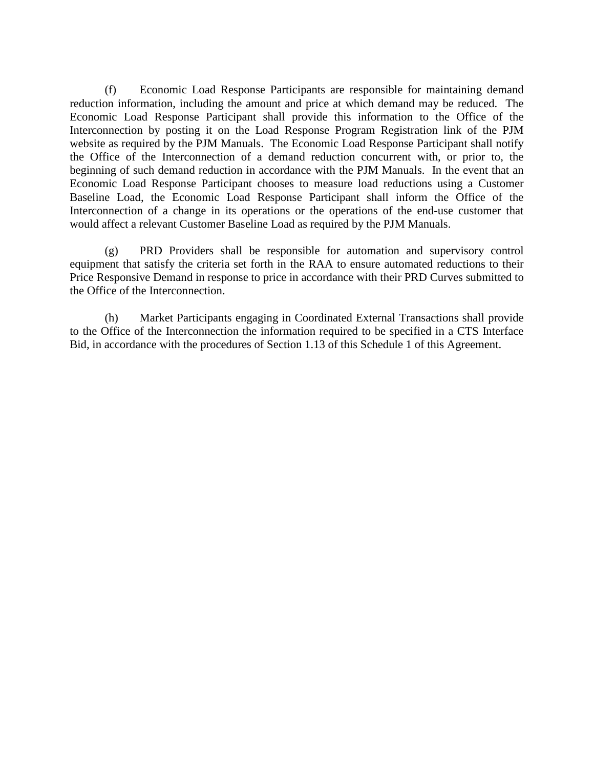(f) Economic Load Response Participants are responsible for maintaining demand reduction information, including the amount and price at which demand may be reduced. The Economic Load Response Participant shall provide this information to the Office of the Interconnection by posting it on the Load Response Program Registration link of the PJM website as required by the PJM Manuals. The Economic Load Response Participant shall notify the Office of the Interconnection of a demand reduction concurrent with, or prior to, the beginning of such demand reduction in accordance with the PJM Manuals. In the event that an Economic Load Response Participant chooses to measure load reductions using a Customer Baseline Load, the Economic Load Response Participant shall inform the Office of the Interconnection of a change in its operations or the operations of the end-use customer that would affect a relevant Customer Baseline Load as required by the PJM Manuals.

(g) PRD Providers shall be responsible for automation and supervisory control equipment that satisfy the criteria set forth in the RAA to ensure automated reductions to their Price Responsive Demand in response to price in accordance with their PRD Curves submitted to the Office of the Interconnection.

(h) Market Participants engaging in Coordinated External Transactions shall provide to the Office of the Interconnection the information required to be specified in a CTS Interface Bid, in accordance with the procedures of Section 1.13 of this Schedule 1 of this Agreement.